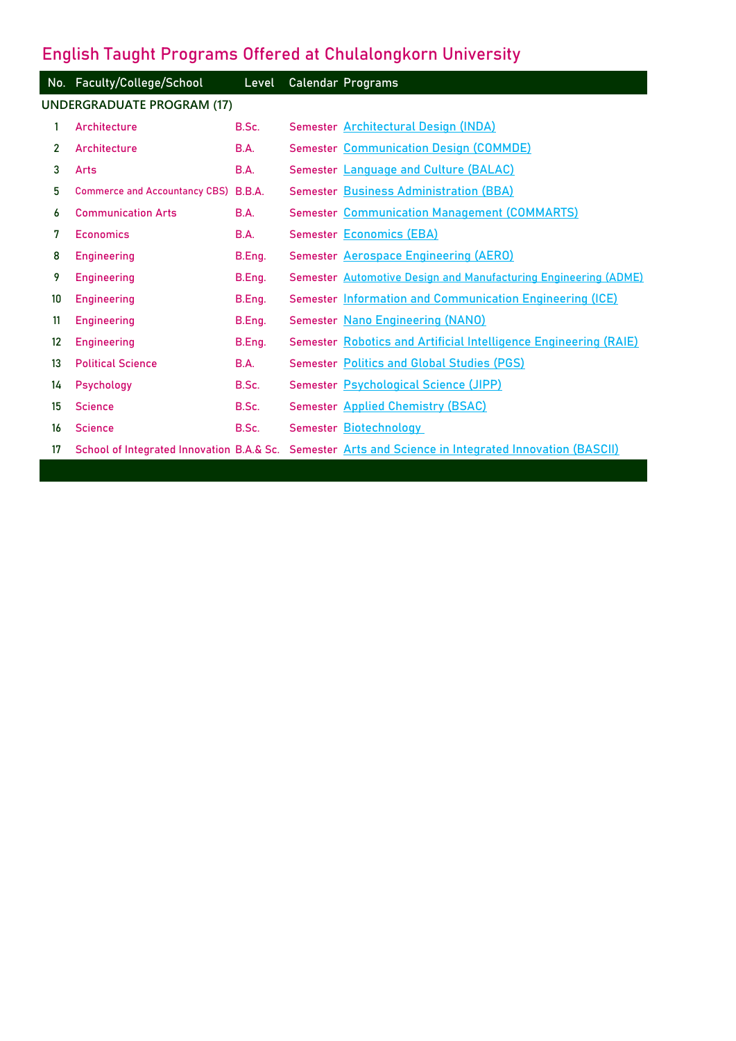# English Taught Programs Offered at Chulalongkorn University

| No. | Faculty/College/School | Level | Calendar | Programs |
|---|---|---|---|---|
| **UNDERGRADUATE PROGRAM (17)** | | | | |
| 1 | Architecture | B.Sc. | Semester | Architectural Design (INDA) |
| 2 | Architecture | B.A. | Semester | Communication Design (COMMDE) |
| 3 | Arts | B.A. | Semester | Language and Culture (BALAC) |
| 5 | Commerce and Accountancy CBS) | B.B.A. | Semester | Business Administration (BBA) |
| 6 | Communication Arts | B.A. | Semester | Communication Management (COMMARTS) |
| 7 | Economics | B.A. | Semester | Economics (EBA) |
| 8 | Engineering | B.Eng. | Semester | Aerospace Engineering (AERO) |
| 9 | Engineering | B.Eng. | Semester | Automotive Design and Manufacturing Engineering (ADME) |
| 10 | Engineering | B.Eng. | Semester | Information and Communication Engineering (ICE) |
| 11 | Engineering | B.Eng. | Semester | Nano Engineering (NANO) |
| 12 | Engineering | B.Eng. | Semester | Robotics and Artificial Intelligence Engineering (RAIE) |
| 13 | Political Science | B.A. | Semester | Politics and Global Studies (PGS) |
| 14 | Psychology | B.Sc. | Semester | Psychological Science (JIPP) |
| 15 | Science | B.Sc. | Semester | Applied Chemistry (BSAC) |
| 16 | Science | B.Sc. | Semester | Biotechnology |
| 17 | School of Integrated Innovation | B.A.& Sc. | Semester | Arts and Science in Integrated Innovation (BASCII) |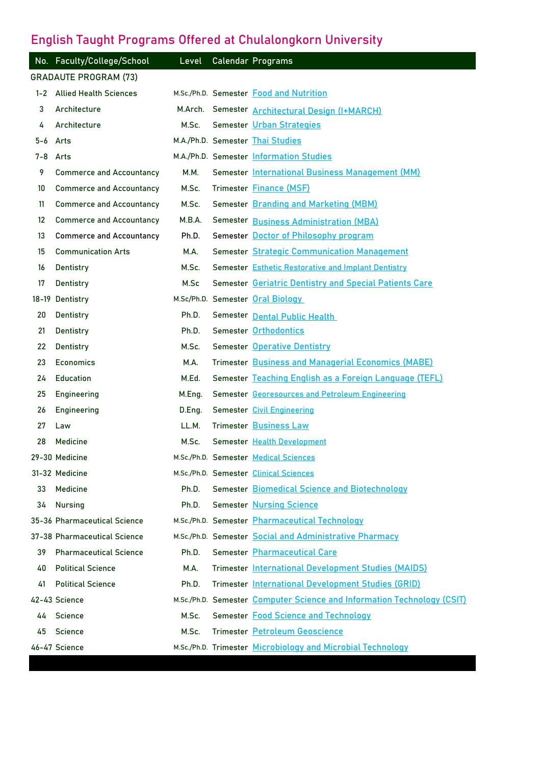# English Taught Programs Offered at Chulalongkorn University

| No. | Faculty/College/School | Level | Calendar | Programs |
|---|---|---|---|---|
| GRADAUTE PROGRAM (73) | | | | |
| 1-2 | Allied Health Sciences | M.Sc./Ph.D. | Semester | Food and Nutrition |
| 3 | Architecture | M.Arch. | Semester | Architectural Design (I+MARCH) |
| 4 | Architecture | M.Sc. | Semester | Urban Strategies |
| 5-6 | Arts | M.A./Ph.D. | Semester | Thai Studies |
| 7-8 | Arts | M.A./Ph.D. | Semester | Information Studies |
| 9 | Commerce and Accountancy | M.M. | Semester | International Business Management (MM) |
| 10 | Commerce and Accountancy | M.Sc. | Trimester | Finance (MSF) |
| 11 | Commerce and Accountancy | M.Sc. | Semester | Branding and Marketing (MBM) |
| 12 | Commerce and Accountancy | M.B.A. | Semester | Business Administration (MBA) |
| 13 | Commerce and Accountancy | Ph.D. | Semester | Doctor of Philosophy program |
| 15 | Communication Arts | M.A. | Semester | Strategic Communication Management |
| 16 | Dentistry | M.Sc. | Semester | Esthetic Restorative and Implant Dentistry |
| 17 | Dentistry | M.Sc | Semester | Geriatric Dentistry and Special Patients Care |
| 18-19 | Dentistry | M.Sc/Ph.D. | Semester | Oral Biology |
| 20 | Dentistry | Ph.D. | Semester | Dental Public Health |
| 21 | Dentistry | Ph.D. | Semester | Orthodontics |
| 22 | Dentistry | M.Sc. | Semester | Operative Dentistry |
| 23 | Economics | M.A. | Trimester | Business and Managerial Economics (MABE) |
| 24 | Education | M.Ed. | Semester | Teaching English as a Foreign Language (TEFL) |
| 25 | Engineering | M.Eng. | Semester | Georesources and Petroleum Engineering |
| 26 | Engineering | D.Eng. | Semester | Civil Engineering |
| 27 | Law | LL.M. | Trimester | Business Law |
| 28 | Medicine | M.Sc. | Semester | Health Development |
| 29-30 | Medicine | M.Sc./Ph.D. | Semester | Medical Sciences |
| 31-32 | Medicine | M.Sc./Ph.D. | Semester | Clinical Sciences |
| 33 | Medicine | Ph.D. | Semester | Biomedical Science and Biotechnology |
| 34 | Nursing | Ph.D. | Semester | Nursing Science |
| 35-36 | Pharmaceutical Science | M.Sc./Ph.D. | Semester | Pharmaceutical Technology |
| 37-38 | Pharmaceutical Science | M.Sc./Ph.D. | Semester | Social and Administrative Pharmacy |
| 39 | Pharmaceutical Science | Ph.D. | Semester | Pharmaceutical Care |
| 40 | Political Science | M.A. | Trimester | International Development Studies (MAIDS) |
| 41 | Political Science | Ph.D. | Trimester | International Development Studies (GRID) |
| 42-43 | Science | M.Sc./Ph.D. | Semester | Computer Science and Information Technology (CSIT) |
| 44 | Science | M.Sc. | Semester | Food Science and Technology |
| 45 | Science | M.Sc. | Trimester | Petroleum Geoscience |
| 46-47 | Science | M.Sc./Ph.D. | Trimester | Microbiology and Microbial Technology |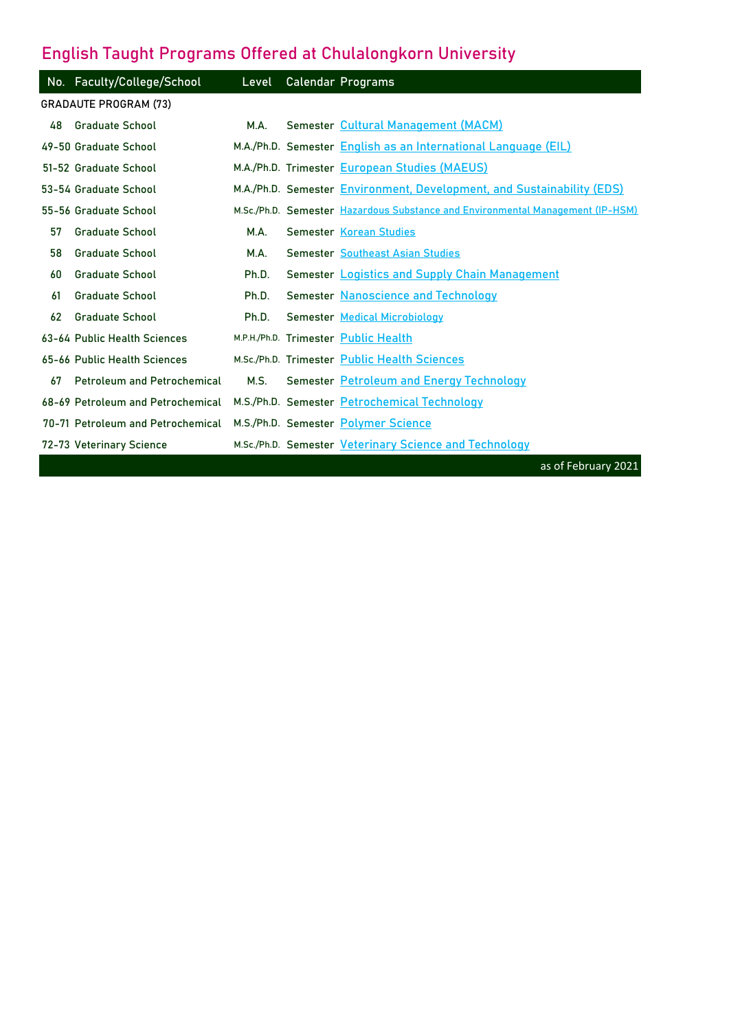## English Taught Programs Offered at Chulalongkorn University

| No. | Faculty/College/School | Level | Calendar | Programs |
|---|---|---|---|---|
| GRADAUTE PROGRAM (73) | | | | |
| 48 | Graduate School | M.A. | Semester | Cultural Management (MACM) |
| 49-50 | Graduate School | M.A./Ph.D. | Semester | English as an International Language (EIL) |
| 51-52 | Graduate School | M.A./Ph.D. | Trimester | European Studies (MAEUS) |
| 53-54 | Graduate School | M.A./Ph.D. | Semester | Environment, Development, and Sustainability (EDS) |
| 55-56 | Graduate School | M.Sc./Ph.D. | Semester | Hazardous Substance and Environmental Management (IP-HSM) |
| 57 | Graduate School | M.A. | Semester | Korean Studies |
| 58 | Graduate School | M.A. | Semester | Southeast Asian Studies |
| 60 | Graduate School | Ph.D. | Semester | Logistics and Supply Chain Management |
| 61 | Graduate School | Ph.D. | Semester | Nanoscience and Technology |
| 62 | Graduate School | Ph.D. | Semester | Medical Microbiology |
| 63-64 | Public Health Sciences | M.P.H./Ph.D. | Trimester | Public Health |
| 65-66 | Public Health Sciences | M.Sc./Ph.D. | Trimester | Public Health Sciences |
| 67 | Petroleum and Petrochemical | M.S. | Semester | Petroleum and Energy Technology |
| 68-69 | Petroleum and Petrochemical | M.S./Ph.D. | Semester | Petrochemical Technology |
| 70-71 | Petroleum and Petrochemical | M.S./Ph.D. | Semester | Polymer Science |
| 72-73 | Veterinary Science | M.Sc./Ph.D. | Semester | Veterinary Science and Technology |

as of February 2021